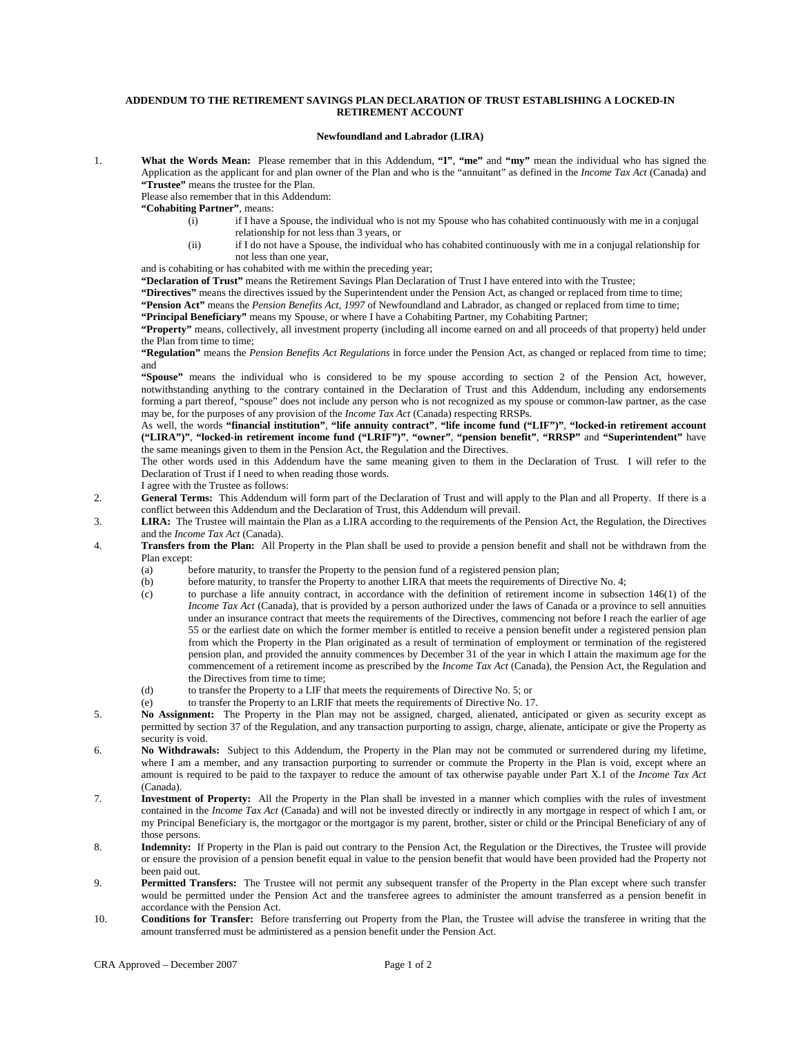**ADDENDUM TO THE RETIREMENT SAVINGS PLAN DECLARATION OF TRUST ESTABLISHING A LOCKED-IN RETIREMENT ACCOUNT**

**Newfoundland and Labrador (LIRA)**

1. **What the Words Mean:** Please remember that in this Addendum, **"I"**, **"me"** and **"my"** mean the individual who has signed the Application as the applicant for and plan owner of the Plan and who is the "annuitant" as defined in the *Income Tax Act* (Canada) and **"Trustee"** means the trustee for the Plan.

   Please also remember that in this Addendum:

   **"Cohabiting Partner"**, means:

   (i) if I have a Spouse, the individual who is not my Spouse who has cohabited continuously with me in a conjugal relationship for not less than 3 years, or

   (ii) if I do not have a Spouse, the individual who has cohabited continuously with me in a conjugal relationship for not less than one year,

   and is cohabiting or has cohabited with me within the preceding year;

   **"Declaration of Trust"** means the Retirement Savings Plan Declaration of Trust I have entered into with the Trustee;

   **"Directives"** means the directives issued by the Superintendent under the Pension Act, as changed or replaced from time to time;

   **"Pension Act"** means the *Pension Benefits Act, 1997* of Newfoundland and Labrador, as changed or replaced from time to time;

   **"Principal Beneficiary"** means my Spouse, or where I have a Cohabiting Partner, my Cohabiting Partner;

   **"Property"** means, collectively, all investment property (including all income earned on and all proceeds of that property) held under the Plan from time to time;

   **"Regulation"** means the *Pension Benefits Act Regulations* in force under the Pension Act, as changed or replaced from time to time; and

   **"Spouse"** means the individual who is considered to be my spouse according to section 2 of the Pension Act, however, notwithstanding anything to the contrary contained in the Declaration of Trust and this Addendum, including any endorsements forming a part thereof, "spouse" does not include any person who is not recognized as my spouse or common-law partner, as the case may be, for the purposes of any provision of the *Income Tax Act* (Canada) respecting RRSPs.

   As well, the words **"financial institution"**, **"life annuity contract"**, **"life income fund ("LIF")"**, **"locked-in retirement account ("LIRA")"**, **"locked-in retirement income fund ("LRIF")"**, **"owner"**, **"pension benefit"**, **"RRSP"** and **"Superintendent"** have the same meanings given to them in the Pension Act, the Regulation and the Directives.

   The other words used in this Addendum have the same meaning given to them in the Declaration of Trust. I will refer to the Declaration of Trust if I need to when reading those words.

   I agree with the Trustee as follows:

2. **General Terms:** This Addendum will form part of the Declaration of Trust and will apply to the Plan and all Property. If there is a conflict between this Addendum and the Declaration of Trust, this Addendum will prevail.

3. **LIRA:** The Trustee will maintain the Plan as a LIRA according to the requirements of the Pension Act, the Regulation, the Directives and the *Income Tax Act* (Canada).

4. **Transfers from the Plan:** All Property in the Plan shall be used to provide a pension benefit and shall not be withdrawn from the Plan except:

   (a) before maturity, to transfer the Property to the pension fund of a registered pension plan;

   (b) before maturity, to transfer the Property to another LIRA that meets the requirements of Directive No. 4;

   (c) to purchase a life annuity contract, in accordance with the definition of retirement income in subsection 146(1) of the *Income Tax Act* (Canada), that is provided by a person authorized under the laws of Canada or a province to sell annuities under an insurance contract that meets the requirements of the Directives, commencing not before I reach the earlier of age 55 or the earliest date on which the former member is entitled to receive a pension benefit under a registered pension plan from which the Property in the Plan originated as a result of termination of employment or termination of the registered pension plan, and provided the annuity commences by December 31 of the year in which I attain the maximum age for the commencement of a retirement income as prescribed by the *Income Tax Act* (Canada), the Pension Act, the Regulation and the Directives from time to time;

   (d) to transfer the Property to a LIF that meets the requirements of Directive No. 5; or

   (e) to transfer the Property to an LRIF that meets the requirements of Directive No. 17.

5. **No Assignment:** The Property in the Plan may not be assigned, charged, alienated, anticipated or given as security except as permitted by section 37 of the Regulation, and any transaction purporting to assign, charge, alienate, anticipate or give the Property as security is void.

6. **No Withdrawals:** Subject to this Addendum, the Property in the Plan may not be commuted or surrendered during my lifetime, where I am a member, and any transaction purporting to surrender or commute the Property in the Plan is void, except where an amount is required to be paid to the taxpayer to reduce the amount of tax otherwise payable under Part X.1 of the *Income Tax Act* (Canada).

7. **Investment of Property:** All the Property in the Plan shall be invested in a manner which complies with the rules of investment contained in the *Income Tax Act* (Canada) and will not be invested directly or indirectly in any mortgage in respect of which I am, or my Principal Beneficiary is, the mortgagor or the mortgagor is my parent, brother, sister or child or the Principal Beneficiary of any of those persons.

8. **Indemnity:** If Property in the Plan is paid out contrary to the Pension Act, the Regulation or the Directives, the Trustee will provide or ensure the provision of a pension benefit equal in value to the pension benefit that would have been provided had the Property not been paid out.

9. **Permitted Transfers:** The Trustee will not permit any subsequent transfer of the Property in the Plan except where such transfer would be permitted under the Pension Act and the transferee agrees to administer the amount transferred as a pension benefit in accordance with the Pension Act.

10. **Conditions for Transfer:** Before transferring out Property from the Plan, the Trustee will advise the transferee in writing that the amount transferred must be administered as a pension benefit under the Pension Act.

CRA Approved – December 2007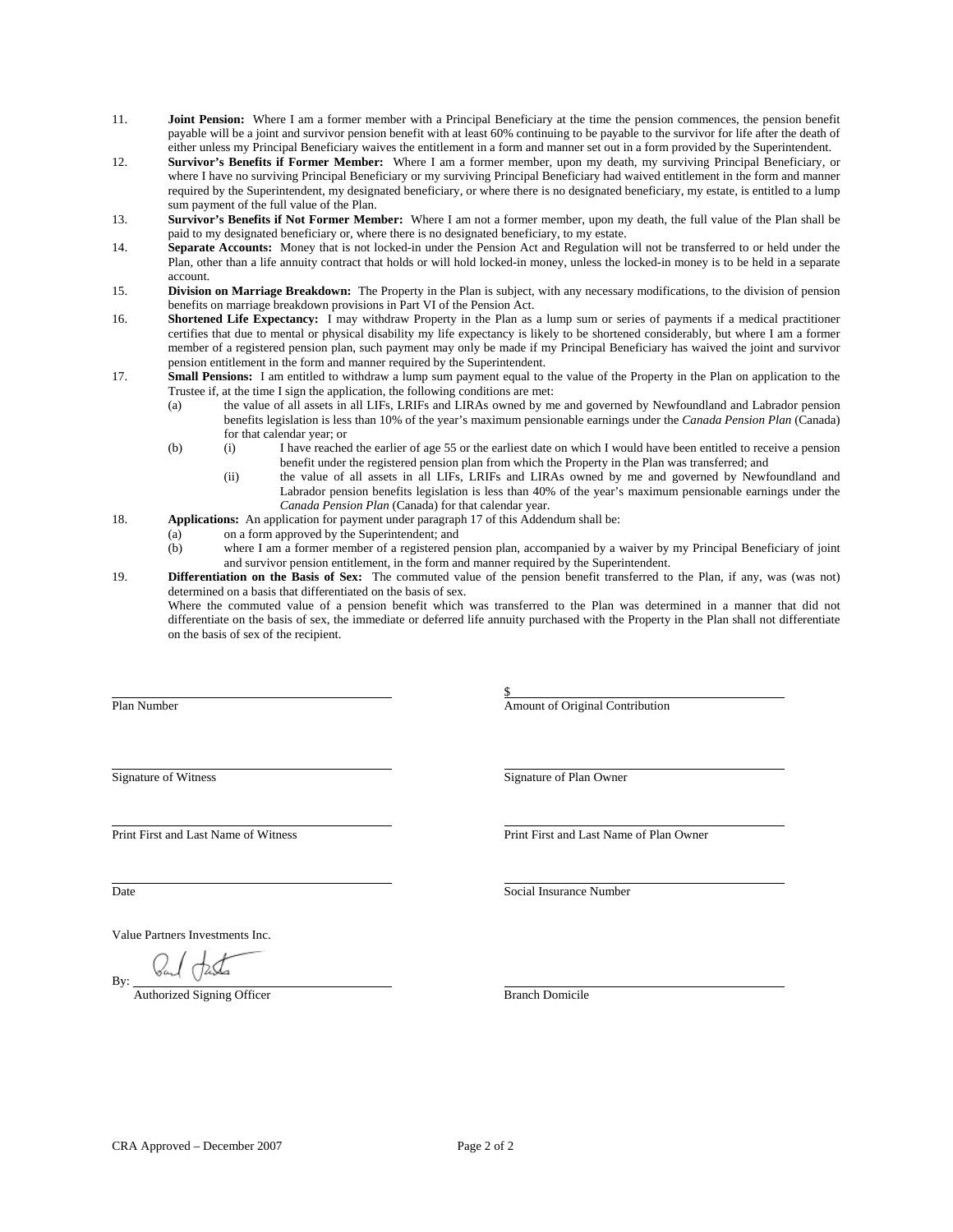11. **Joint Pension:** Where I am a former member with a Principal Beneficiary at the time the pension commences, the pension benefit payable will be a joint and survivor pension benefit with at least 60% continuing to be payable to the survivor for life after the death of either unless my Principal Beneficiary waives the entitlement in a form and manner set out in a form provided by the Superintendent.
12. **Survivor's Benefits if Former Member:** Where I am a former member, upon my death, my surviving Principal Beneficiary, or where I have no surviving Principal Beneficiary or my surviving Principal Beneficiary had waived entitlement in the form and manner required by the Superintendent, my designated beneficiary, or where there is no designated beneficiary, my estate, is entitled to a lump sum payment of the full value of the Plan.
13. **Survivor's Benefits if Not Former Member:** Where I am not a former member, upon my death, the full value of the Plan shall be paid to my designated beneficiary or, where there is no designated beneficiary, to my estate.
14. **Separate Accounts:** Money that is not locked-in under the Pension Act and Regulation will not be transferred to or held under the Plan, other than a life annuity contract that holds or will hold locked-in money, unless the locked-in money is to be held in a separate account.
15. **Division on Marriage Breakdown:** The Property in the Plan is subject, with any necessary modifications, to the division of pension benefits on marriage breakdown provisions in Part VI of the Pension Act.
16. **Shortened Life Expectancy:** I may withdraw Property in the Plan as a lump sum or series of payments if a medical practitioner certifies that due to mental or physical disability my life expectancy is likely to be shortened considerably, but where I am a former member of a registered pension plan, such payment may only be made if my Principal Beneficiary has waived the joint and survivor pension entitlement in the form and manner required by the Superintendent.
17. **Small Pensions:** I am entitled to withdraw a lump sum payment equal to the value of the Property in the Plan on application to the Trustee if, at the time I sign the application, the following conditions are met:
    - (a) the value of all assets in all LIFs, LRIFs and LIRAs owned by me and governed by Newfoundland and Labrador pension benefits legislation is less than 10% of the year's maximum pensionable earnings under the *Canada Pension Plan* (Canada) for that calendar year; or
    - (b) (i) I have reached the earlier of age 55 or the earliest date on which I would have been entitled to receive a pension benefit under the registered pension plan from which the Property in the Plan was transferred; and
      - (ii) the value of all assets in all LIFs, LRIFs and LIRAs owned by me and governed by Newfoundland and Labrador pension benefits legislation is less than 40% of the year's maximum pensionable earnings under the *Canada Pension Plan* (Canada) for that calendar year.
18. **Applications:** An application for payment under paragraph 17 of this Addendum shall be:
    - (a) on a form approved by the Superintendent; and
    - (b) where I am a former member of a registered pension plan, accompanied by a waiver by my Principal Beneficiary of joint and survivor pension entitlement, in the form and manner required by the Superintendent.
19. **Differentiation on the Basis of Sex:** The commuted value of the pension benefit transferred to the Plan, if any, was (was not) determined on a basis that differentiated on the basis of sex.

    Where the commuted value of a pension benefit which was transferred to the Plan was determined in a manner that did not differentiate on the basis of sex, the immediate or deferred life annuity purchased with the Property in the Plan shall not differentiate on the basis of sex of the recipient.

\_\_\_\_\_\_\_\_\_\_\_\_\_\_\_\_\_\_\_\_\_\_\_\_\_\_
Plan Number

$\_\_\_\_\_\_\_\_\_\_\_\_\_\_\_\_\_\_\_\_\_\_\_\_\_
Amount of Original Contribution

\_\_\_\_\_\_\_\_\_\_\_\_\_\_\_\_\_\_\_\_\_\_\_\_\_\_
Signature of Witness

\_\_\_\_\_\_\_\_\_\_\_\_\_\_\_\_\_\_\_\_\_\_\_\_\_\_
Signature of Plan Owner

\_\_\_\_\_\_\_\_\_\_\_\_\_\_\_\_\_\_\_\_\_\_\_\_\_\_
Print First and Last Name of Witness

\_\_\_\_\_\_\_\_\_\_\_\_\_\_\_\_\_\_\_\_\_\_\_\_\_\_
Print First and Last Name of Plan Owner

\_\_\_\_\_\_\_\_\_\_\_\_\_\_\_\_\_\_\_\_\_\_\_\_\_\_
Date

\_\_\_\_\_\_\_\_\_\_\_\_\_\_\_\_\_\_\_\_\_\_\_\_\_\_
Social Insurance Number

Value Partners Investments Inc.

By: \_\_\_\_\_\_\_\_\_\_\_\_\_\_\_\_\_\_\_\_\_\_\_\_\_\_
Authorized Signing Officer

\_\_\_\_\_\_\_\_\_\_\_\_\_\_\_\_\_\_\_\_\_\_\_\_\_\_
Branch Domicile

CRA Approved – December 2007